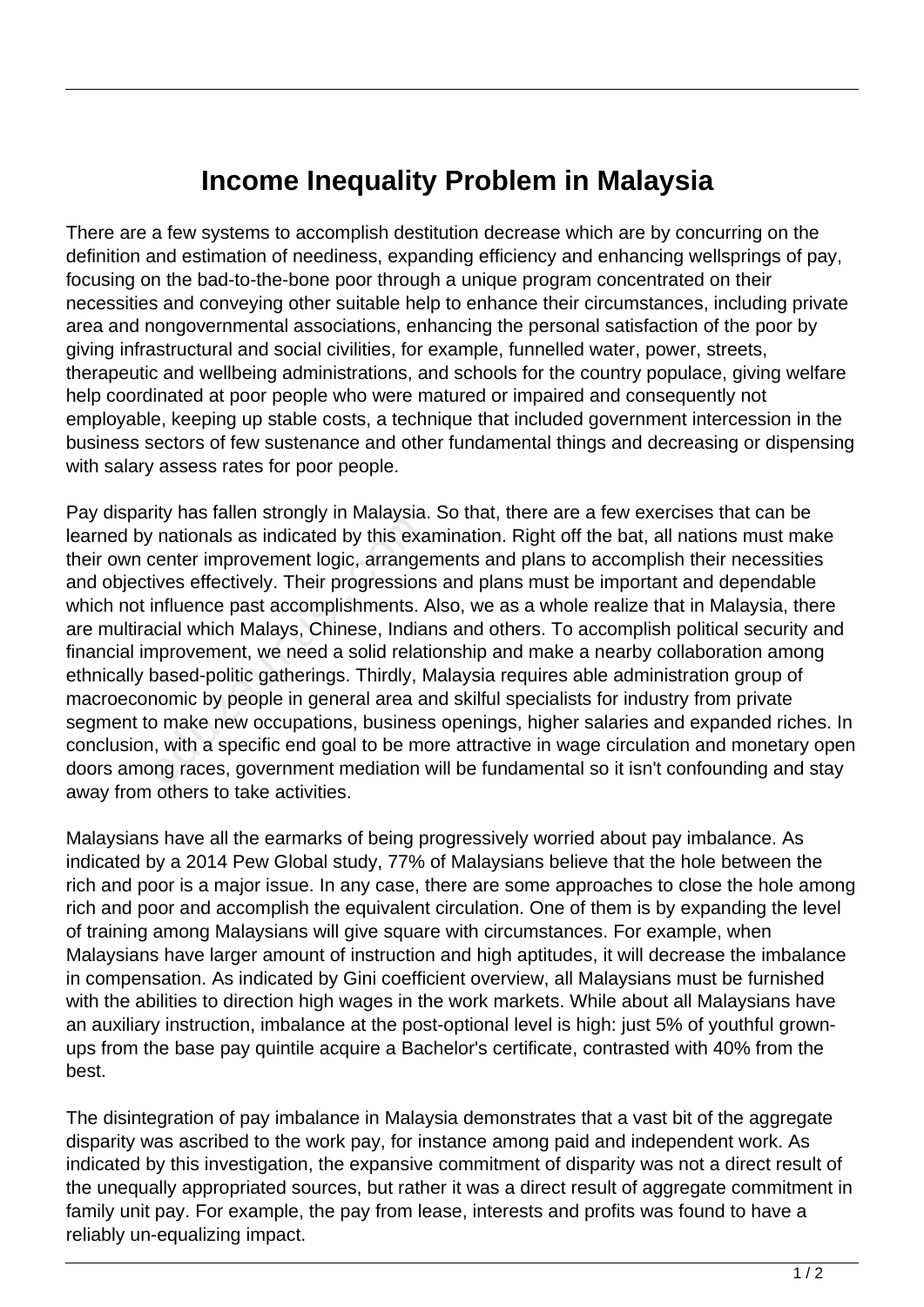# Income Inequality Problem in Malaysia

There are a few systems to accomplish destitution decrease which are by concurring on the definition and estimation of neediness, expanding efficiency and enhancing wellsprings of pay, focusing on the bad-to-the-bone poor through a unique program concentrated on their necessities and conveying other suitable help to enhance their circumstances, including private area and nongovernmental associations, enhancing the personal satisfaction of the poor by giving infrastructural and social civilities, for example, funnelled water, power, streets, therapeutic and wellbeing administrations, and schools for the country populace, giving welfare help coordinated at poor people who were matured or impaired and consequently not employable, keeping up stable costs, a technique that included government intercession in the business sectors of few sustenance and other fundamental things and decreasing or dispensing with salary assess rates for poor people.

Pay disparity has fallen strongly in Malaysia. So that, there are a few exercises that can be learned by nationals as indicated by this examination. Right off the bat, all nations must make their own center improvement logic, arrangements and plans to accomplish their necessities and objectives effectively. Their progressions and plans must be important and dependable which not influence past accomplishments. Also, we as a whole realize that in Malaysia, there are multiracial which Malays, Chinese, Indians and others. To accomplish political security and financial improvement, we need a solid relationship and make a nearby collaboration among ethnically based-politic gatherings. Thirdly, Malaysia requires able administration group of macroeconomic by people in general area and skilful specialists for industry from private segment to make new occupations, business openings, higher salaries and expanded riches. In conclusion, with a specific end goal to be more attractive in wage circulation and monetary open doors among races, government mediation will be fundamental so it isn't confounding and stay away from others to take activities.

Malaysians have all the earmarks of being progressively worried about pay imbalance. As indicated by a 2014 Pew Global study, 77% of Malaysians believe that the hole between the rich and poor is a major issue. In any case, there are some approaches to close the hole among rich and poor and accomplish the equivalent circulation. One of them is by expanding the level of training among Malaysians will give square with circumstances. For example, when Malaysians have larger amount of instruction and high aptitudes, it will decrease the imbalance in compensation. As indicated by Gini coefficient overview, all Malaysians must be furnished with the abilities to direction high wages in the work markets. While about all Malaysians have an auxiliary instruction, imbalance at the post-optional level is high: just 5% of youthful grown-ups from the base pay quintile acquire a Bachelor's certificate, contrasted with 40% from the best.

The disintegration of pay imbalance in Malaysia demonstrates that a vast bit of the aggregate disparity was ascribed to the work pay, for instance among paid and independent work. As indicated by this investigation, the expansive commitment of disparity was not a direct result of the unequally appropriated sources, but rather it was a direct result of aggregate commitment in family unit pay. For example, the pay from lease, interests and profits was found to have a reliably un-equalizing impact.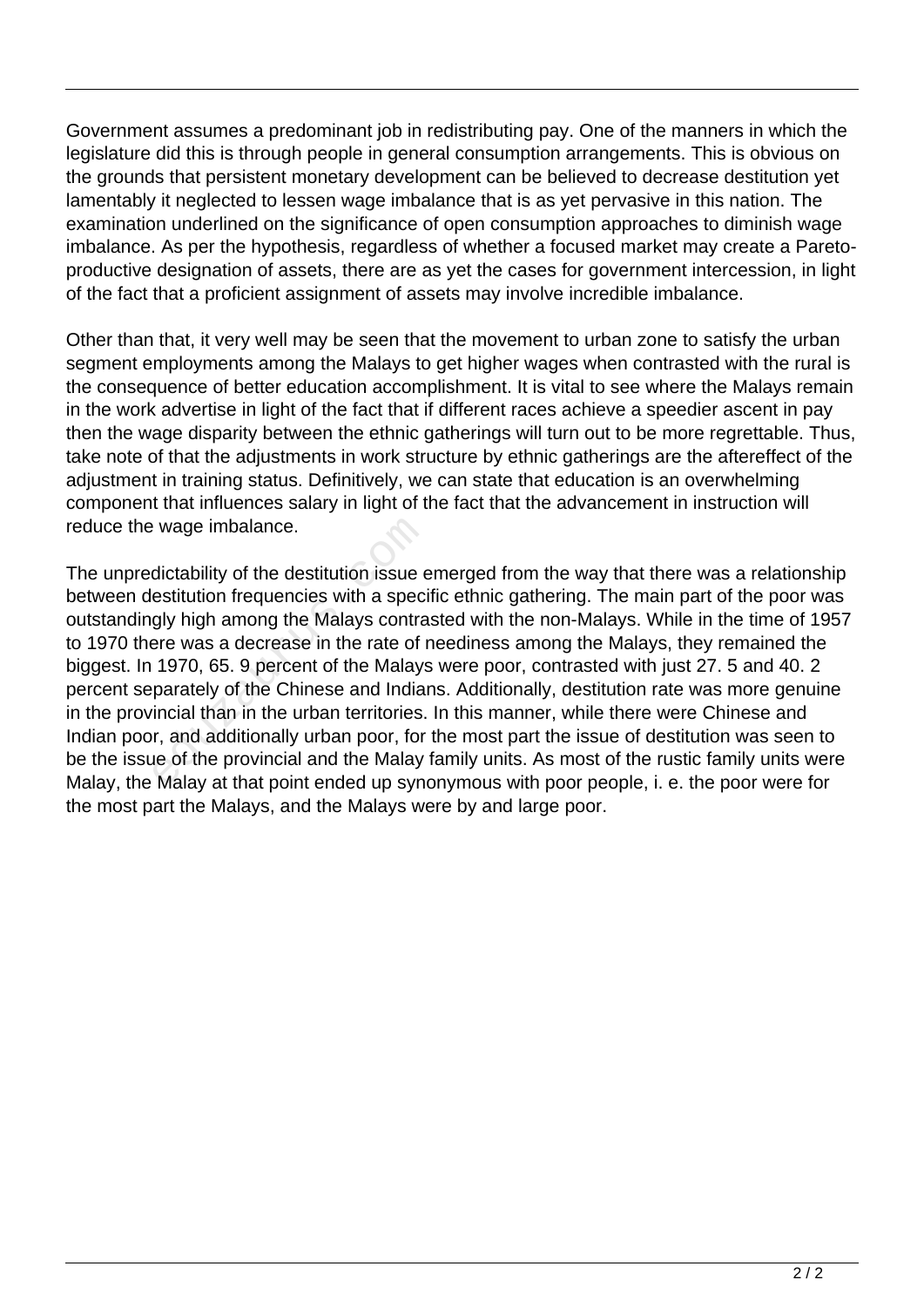Government assumes a predominant job in redistributing pay. One of the manners in which the legislature did this is through people in general consumption arrangements. This is obvious on the grounds that persistent monetary development can be believed to decrease destitution yet lamentably it neglected to lessen wage imbalance that is as yet pervasive in this nation. The examination underlined on the significance of open consumption approaches to diminish wage imbalance. As per the hypothesis, regardless of whether a focused market may create a Pareto-productive designation of assets, there are as yet the cases for government intercession, in light of the fact that a proficient assignment of assets may involve incredible imbalance.

Other than that, it very well may be seen that the movement to urban zone to satisfy the urban segment employments among the Malays to get higher wages when contrasted with the rural is the consequence of better education accomplishment. It is vital to see where the Malays remain in the work advertise in light of the fact that if different races achieve a speedier ascent in pay then the wage disparity between the ethnic gatherings will turn out to be more regrettable. Thus, take note of that the adjustments in work structure by ethnic gatherings are the aftereffect of the adjustment in training status. Definitively, we can state that education is an overwhelming component that influences salary in light of the fact that the advancement in instruction will reduce the wage imbalance.

The unpredictability of the destitution issue emerged from the way that there was a relationship between destitution frequencies with a specific ethnic gathering. The main part of the poor was outstandingly high among the Malays contrasted with the non-Malays. While in the time of 1957 to 1970 there was a decrease in the rate of neediness among the Malays, they remained the biggest. In 1970, 65. 9 percent of the Malays were poor, contrasted with just 27. 5 and 40. 2 percent separately of the Chinese and Indians. Additionally, destitution rate was more genuine in the provincial than in the urban territories. In this manner, while there were Chinese and Indian poor, and additionally urban poor, for the most part the issue of destitution was seen to be the issue of the provincial and the Malay family units. As most of the rustic family units were Malay, the Malay at that point ended up synonymous with poor people, i. e. the poor were for the most part the Malays, and the Malays were by and large poor.